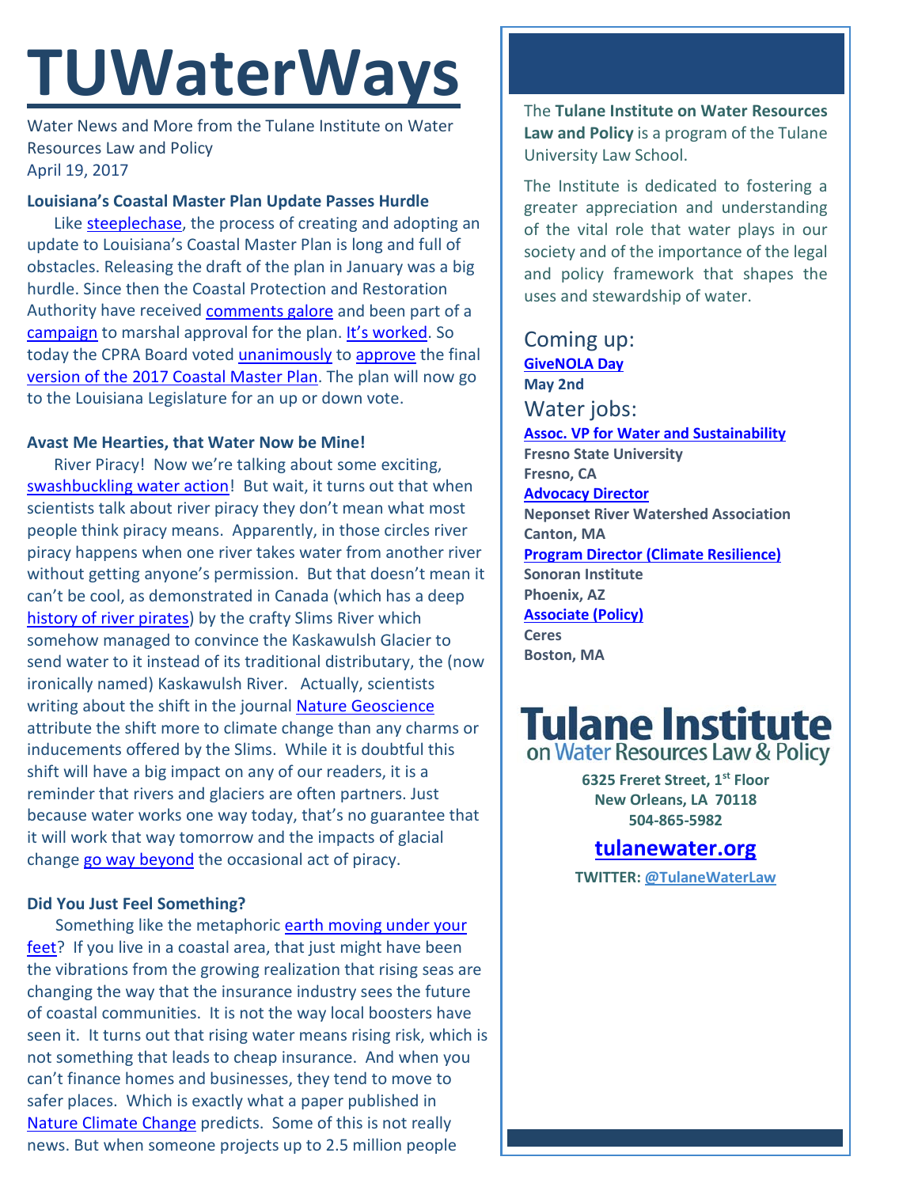# TUWaterWays

Water News and More from the Tulane Institute on Water Resources Law and Policy
April 19, 2017

**Louisiana's Coastal Master Plan Update Passes Hurdle**

Like steeplechase, the process of creating and adopting an update to Louisiana's Coastal Master Plan is long and full of obstacles. Releasing the draft of the plan in January was a big hurdle. Since then the Coastal Protection and Restoration Authority have received comments galore and been part of a campaign to marshal approval for the plan. It's worked. So today the CPRA Board voted unanimously to approve the final version of the 2017 Coastal Master Plan. The plan will now go to the Louisiana Legislature for an up or down vote.

**Avast Me Hearties, that Water Now be Mine!**

River Piracy! Now we're talking about some exciting, swashbuckling water action! But wait, it turns out that when scientists talk about river piracy they don't mean what most people think piracy means. Apparently, in those circles river piracy happens when one river takes water from another river without getting anyone's permission. But that doesn't mean it can't be cool, as demonstrated in Canada (which has a deep history of river pirates) by the crafty Slims River which somehow managed to convince the Kaskawulsh Glacier to send water to it instead of its traditional distributary, the (now ironically named) Kaskawulsh River. Actually, scientists writing about the shift in the journal Nature Geoscience attribute the shift more to climate change than any charms or inducements offered by the Slims. While it is doubtful this shift will have a big impact on any of our readers, it is a reminder that rivers and glaciers are often partners. Just because water works one way today, that's no guarantee that it will work that way tomorrow and the impacts of glacial change go way beyond the occasional act of piracy.

**Did You Just Feel Something?**

Something like the metaphoric earth moving under your feet? If you live in a coastal area, that just might have been the vibrations from the growing realization that rising seas are changing the way that the insurance industry sees the future of coastal communities. It is not the way local boosters have seen it. It turns out that rising water means rising risk, which is not something that leads to cheap insurance. And when you can't finance homes and businesses, they tend to move to safer places. Which is exactly what a paper published in Nature Climate Change predicts. Some of this is not really news. But when someone projects up to 2.5 million people

The **Tulane Institute on Water Resources Law and Policy** is a program of the Tulane University Law School.

The Institute is dedicated to fostering a greater appreciation and understanding of the vital role that water plays in our society and of the importance of the legal and policy framework that shapes the uses and stewardship of water.

## Coming up:

**GiveNOLA Day**
**May 2nd**

## Water jobs:

**Assoc. VP for Water and Sustainability**
**Fresno State University**
**Fresno, CA**

**Advocacy Director**
**Neponset River Watershed Association**
**Canton, MA**

**Program Director (Climate Resilience)**
**Sonoran Institute**
**Phoenix, AZ**

**Associate (Policy)**
**Ceres**
**Boston, MA**

**Tulane Institute on Water Resources Law & Policy**

**6325 Freret Street, 1st Floor**
**New Orleans, LA 70118**
**504-865-5982**

**tulanewater.org**

**TWITTER: @TulaneWaterLaw**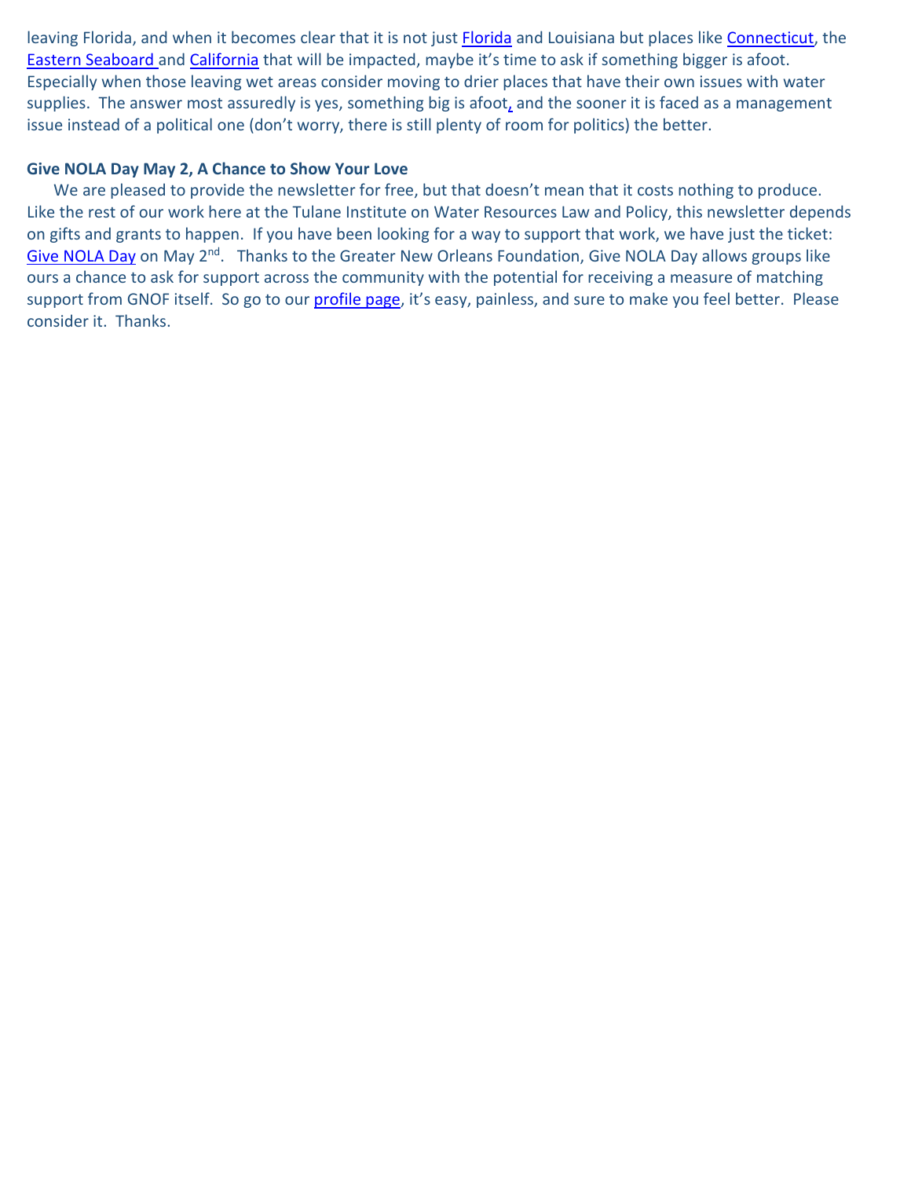leaving Florida, and when it becomes clear that it is not just Florida and Louisiana but places like Connecticut, the Eastern Seaboard and California that will be impacted, maybe it's time to ask if something bigger is afoot. Especially when those leaving wet areas consider moving to drier places that have their own issues with water supplies. The answer most assuredly is yes, something big is afoot, and the sooner it is faced as a management issue instead of a political one (don't worry, there is still plenty of room for politics) the better.

**Give NOLA Day May 2, A Chance to Show Your Love**

We are pleased to provide the newsletter for free, but that doesn't mean that it costs nothing to produce. Like the rest of our work here at the Tulane Institute on Water Resources Law and Policy, this newsletter depends on gifts and grants to happen. If you have been looking for a way to support that work, we have just the ticket: Give NOLA Day on May 2nd. Thanks to the Greater New Orleans Foundation, Give NOLA Day allows groups like ours a chance to ask for support across the community with the potential for receiving a measure of matching support from GNOF itself. So go to our profile page, it's easy, painless, and sure to make you feel better. Please consider it. Thanks.